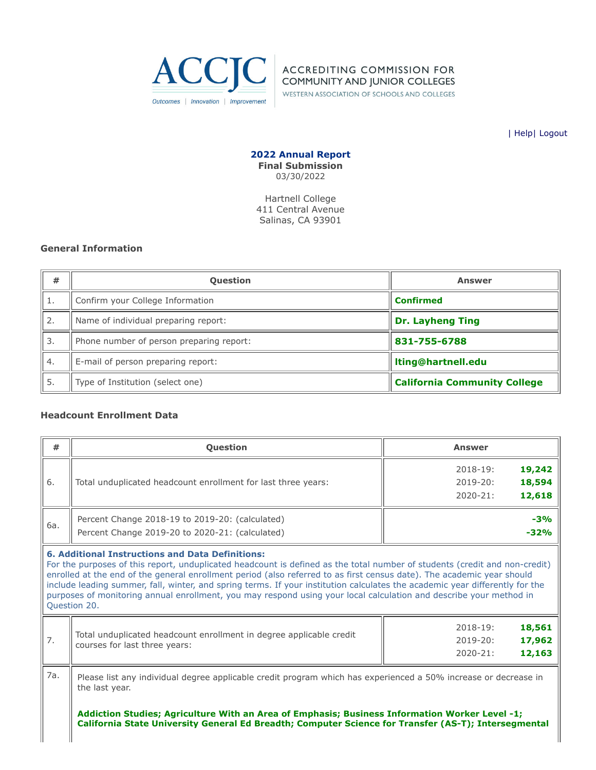ACCJC

Outcomes | Innovation | Improvement

ACCREDITING COMMISSION FOR COMMUNITY AND JUNIOR COLLEGES

WESTERN ASSOCIATION OF SCHOOLS AND COLLEGES

| Help| Logout

**2022 Annual Report**
**Final Submission**
03/30/2022

Hartnell College
411 Central Avenue
Salinas, CA 93901

### General Information

| # | Question | Answer |
|---|---|---|
| 1. | Confirm your College Information | **Confirmed** |
| 2. | Name of individual preparing report: | **Dr. Layheng Ting** |
| 3. | Phone number of person preparing report: | **831-755-6788** |
| 4. | E-mail of person preparing report: | **lting@hartnell.edu** |
| 5. | Type of Institution (select one) | **California Community College** |

### Headcount Enrollment Data

| # | Question | Answer |
|---|---|---|
| 6. | Total unduplicated headcount enrollment for last three years: | 2018-19: **19,242**<br>2019-20: **18,594**<br>2020-21: **12,618** |
| 6a. | Percent Change 2018-19 to 2019-20: (calculated)<br>Percent Change 2019-20 to 2020-21: (calculated) | **-3%**<br>**-32%** |
| **6. Additional Instructions and Data Definitions:** For the purposes of this report, unduplicated headcount is defined as the total number of students (credit and non-credit) enrolled at the end of the general enrollment period (also referred to as first census date). The academic year should include leading summer, fall, winter, and spring terms. If your institution calculates the academic year differently for the purposes of monitoring annual enrollment, you may respond using your local calculation and describe your method in Question 20. | | |
| 7. | Total unduplicated headcount enrollment in degree applicable credit courses for last three years: | 2018-19: **18,561**<br>2019-20: **17,962**<br>2020-21: **12,163** |
| 7a. | Please list any individual degree applicable credit program which has experienced a 50% increase or decrease in the last year.<br><br>**Addiction Studies; Agriculture With an Area of Emphasis; Business Information Worker Level -1; California State University General Ed Breadth; Computer Science for Transfer (AS-T); Intersegmental** | |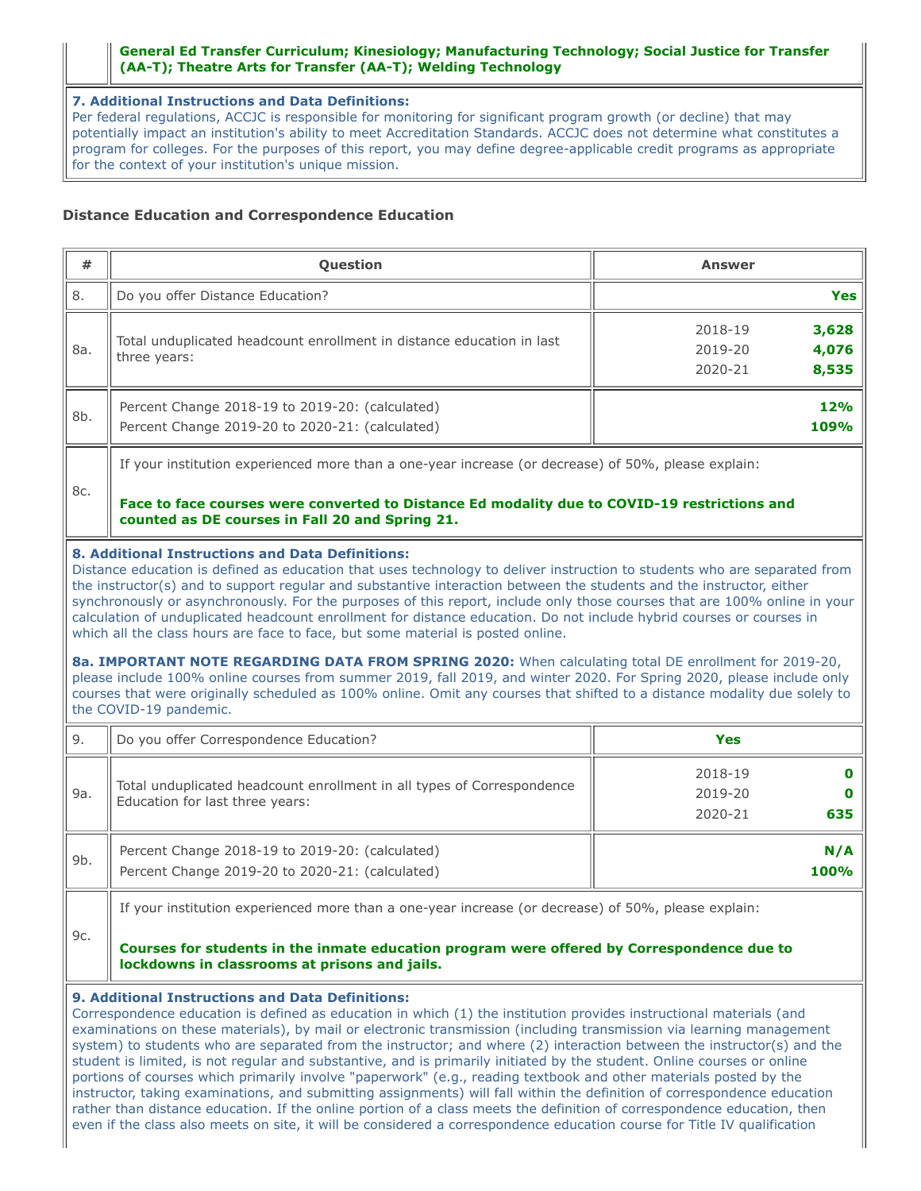| | |
|---|---|
| | **General Ed Transfer Curriculum; Kinesiology; Manufacturing Technology; Social Justice for Transfer (AA-T); Theatre Arts for Transfer (AA-T); Welding Technology** |

**7. Additional Instructions and Data Definitions:**
Per federal regulations, ACCJC is responsible for monitoring for significant program growth (or decline) that may potentially impact an institution's ability to meet Accreditation Standards. ACCJC does not determine what constitutes a program for colleges. For the purposes of this report, you may define degree-applicable credit programs as appropriate for the context of your institution's unique mission.

### Distance Education and Correspondence Education

| # | Question | Answer |
|---|---|---|
| 8. | Do you offer Distance Education? | **Yes** |
| 8a. | Total unduplicated headcount enrollment in distance education in last three years: | 2018-19 **3,628**<br>2019-20 **4,076**<br>2020-21 **8,535** |
| 8b. | Percent Change 2018-19 to 2019-20: (calculated)<br>Percent Change 2019-20 to 2020-21: (calculated) | **12%**<br>**109%** |
| 8c. | If your institution experienced more than a one-year increase (or decrease) of 50%, please explain:<br><br>**Face to face courses were converted to Distance Ed modality due to COVID-19 restrictions and counted as DE courses in Fall 20 and Spring 21.** | |

**8. Additional Instructions and Data Definitions:**
Distance education is defined as education that uses technology to deliver instruction to students who are separated from the instructor(s) and to support regular and substantive interaction between the students and the instructor, either synchronously or asynchronously. For the purposes of this report, include only those courses that are 100% online in your calculation of unduplicated headcount enrollment for distance education. Do not include hybrid courses or courses in which all the class hours are face to face, but some material is posted online.

**8a. IMPORTANT NOTE REGARDING DATA FROM SPRING 2020:** When calculating total DE enrollment for 2019-20, please include 100% online courses from summer 2019, fall 2019, and winter 2020. For Spring 2020, please include only courses that were originally scheduled as 100% online. Omit any courses that shifted to a distance modality due solely to the COVID-19 pandemic.

| # | Question | Answer |
|---|---|---|
| 9. | Do you offer Correspondence Education? | **Yes** |
| 9a. | Total unduplicated headcount enrollment in all types of Correspondence Education for last three years: | 2018-19 **0**<br>2019-20 **0**<br>2020-21 **635** |
| 9b. | Percent Change 2018-19 to 2019-20: (calculated)<br>Percent Change 2019-20 to 2020-21: (calculated) | **N/A**<br>**100%** |
| 9c. | If your institution experienced more than a one-year increase (or decrease) of 50%, please explain:<br><br>**Courses for students in the inmate education program were offered by Correspondence due to lockdowns in classrooms at prisons and jails.** | |

**9. Additional Instructions and Data Definitions:**
Correspondence education is defined as education in which (1) the institution provides instructional materials (and examinations on these materials), by mail or electronic transmission (including transmission via learning management system) to students who are separated from the instructor; and where (2) interaction between the instructor(s) and the student is limited, is not regular and substantive, and is primarily initiated by the student. Online courses or online portions of courses which primarily involve "paperwork" (e.g., reading textbook and other materials posted by the instructor, taking examinations, and submitting assignments) will fall within the definition of correspondence education rather than distance education. If the online portion of a class meets the definition of correspondence education, then even if the class also meets on site, it will be considered a correspondence education course for Title IV qualification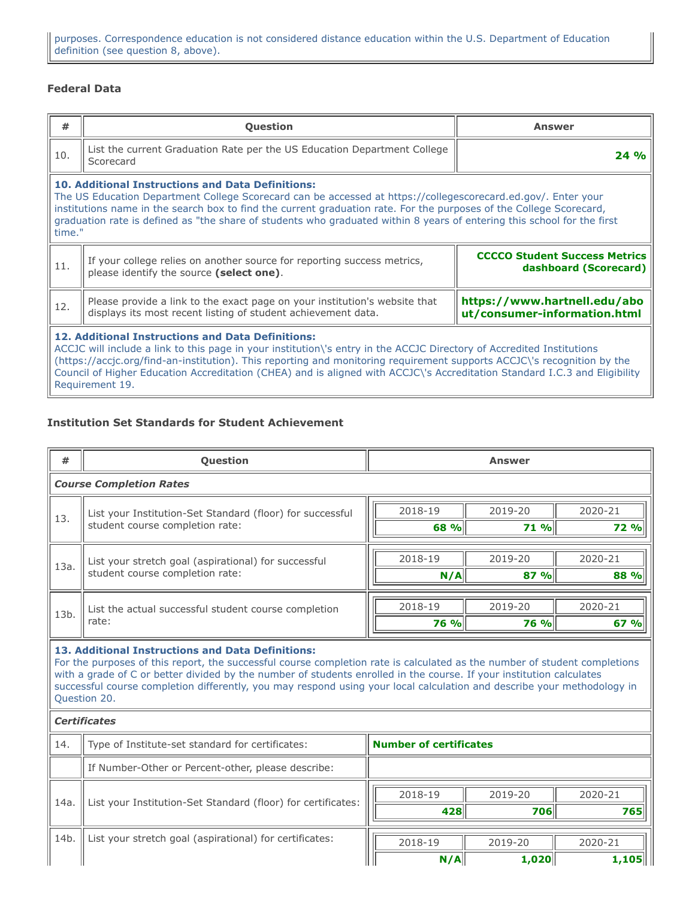purposes. Correspondence education is not considered distance education within the U.S. Department of Education definition (see question 8, above).

### Federal Data

| # | Question | Answer |
|---|---|---|
| 10. | List the current Graduation Rate per the US Education Department College Scorecard | **24 %** |
| | **10. Additional Instructions and Data Definitions:** The US Education Department College Scorecard can be accessed at https://collegescorecard.ed.gov/. Enter your institutions name in the search box to find the current graduation rate. For the purposes of the College Scorecard, graduation rate is defined as "the share of students who graduated within 8 years of entering this school for the first time." | |
| 11. | If your college relies on another source for reporting success metrics, please identify the source **(select one)**. | **CCCCO Student Success Metrics dashboard (Scorecard)** |
| 12. | Please provide a link to the exact page on your institution's website that displays its most recent listing of student achievement data. | **https://www.hartnell.edu/about/consumer-information.html** |
| | **12. Additional Instructions and Data Definitions:** ACCJC will include a link to this page in your institution\'s entry in the ACCJC Directory of Accredited Institutions (https://accjc.org/find-an-institution). This reporting and monitoring requirement supports ACCJC\'s recognition by the Council of Higher Education Accreditation (CHEA) and is aligned with ACCJC\'s Accreditation Standard I.C.3 and Eligibility Requirement 19. | |

### Institution Set Standards for Student Achievement

| # | Question | 2018-19 | 2019-20 | 2020-21 |
|---|---|---|---|---|
| | ***Course Completion Rates*** | | | |
| 13. | List your Institution-Set Standard (floor) for successful student course completion rate: | **68 %** | **71 %** | **72 %** |
| 13a. | List your stretch goal (aspirational) for successful student course completion rate: | **N/A** | **87 %** | **88 %** |
| 13b. | List the actual successful student course completion rate: | **76 %** | **76 %** | **67 %** |
| | **13. Additional Instructions and Data Definitions:** For the purposes of this report, the successful course completion rate is calculated as the number of student completions with a grade of C or better divided by the number of students enrolled in the course. If your institution calculates successful course completion differently, you may respond using your local calculation and describe your methodology in Question 20. | | | |
| | ***Certificates*** | | | |
| 14. | Type of Institute-set standard for certificates: | **Number of certificates** | | |
| | If Number-Other or Percent-other, please describe: | | | |
| 14a. | List your Institution-Set Standard (floor) for certificates: | **428** | **706** | **765** |
| 14b. | List your stretch goal (aspirational) for certificates: | **N/A** | **1,020** | **1,105** |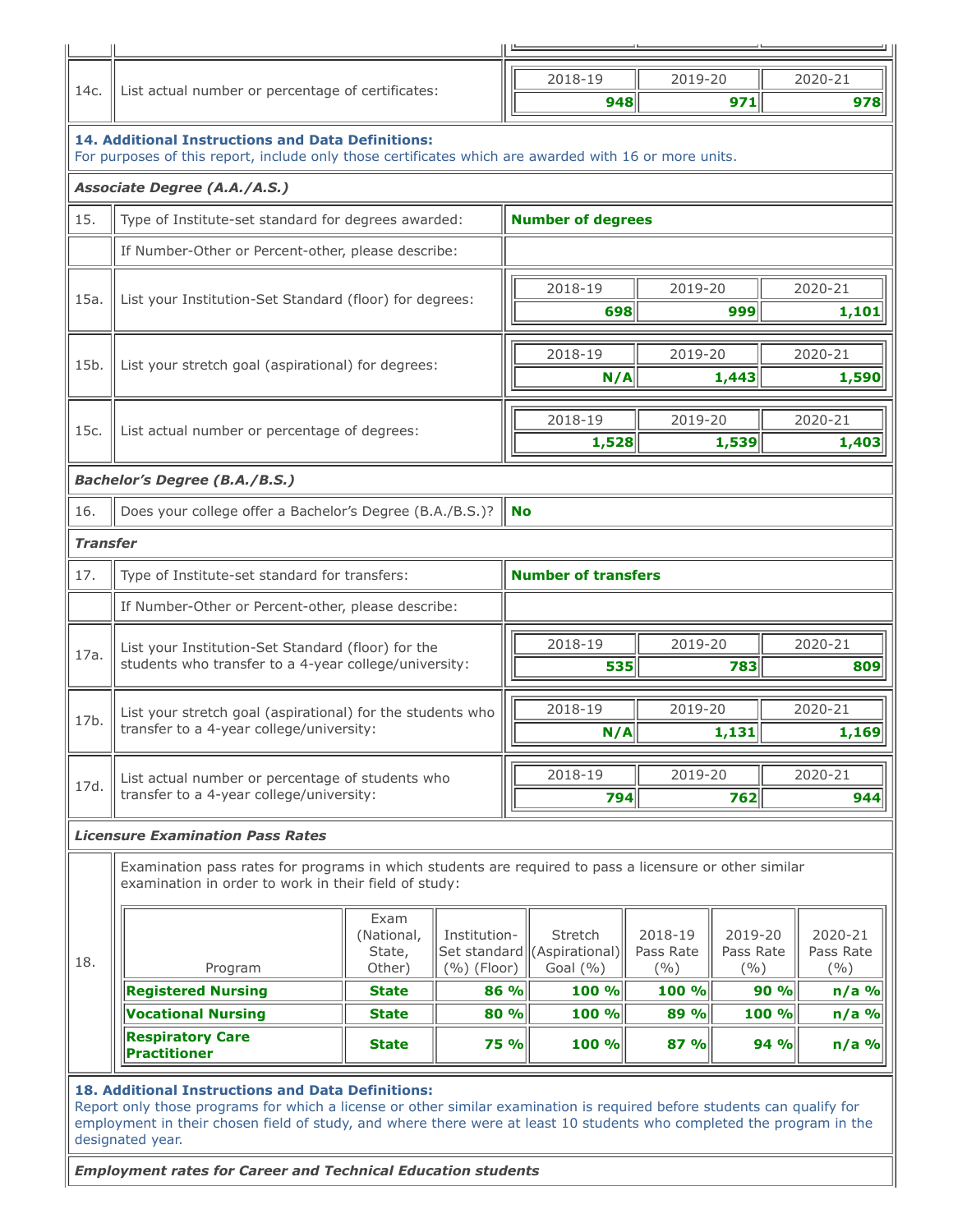| | | 2018-19 | 2019-20 | 2020-21 |
|---|---|---|---|---|
| 14c. | List actual number or percentage of certificates: | **948** | **971** | **978** |

**14. Additional Instructions and Data Definitions:**
For purposes of this report, include only those certificates which are awarded with 16 or more units.

***Associate Degree (A.A./A.S.)***

| | | |
|---|---|---|
| 15. | Type of Institute-set standard for degrees awarded: | **Number of degrees** |
| | If Number-Other or Percent-other, please describe: | |

| | | 2018-19 | 2019-20 | 2020-21 |
|---|---|---|---|---|
| 15a. | List your Institution-Set Standard (floor) for degrees: | **698** | **999** | **1,101** |
| 15b. | List your stretch goal (aspirational) for degrees: | **N/A** | **1,443** | **1,590** |
| 15c. | List actual number or percentage of degrees: | **1,528** | **1,539** | **1,403** |

***Bachelor's Degree (B.A./B.S.)***

| | | |
|---|---|---|
| 16. | Does your college offer a Bachelor's Degree (B.A./B.S.)? | **No** |

***Transfer***

| | | |
|---|---|---|
| 17. | Type of Institute-set standard for transfers: | **Number of transfers** |
| | If Number-Other or Percent-other, please describe: | |

| | | 2018-19 | 2019-20 | 2020-21 |
|---|---|---|---|---|
| 17a. | List your Institution-Set Standard (floor) for the students who transfer to a 4-year college/university: | **535** | **783** | **809** |
| 17b. | List your stretch goal (aspirational) for the students who transfer to a 4-year college/university: | **N/A** | **1,131** | **1,169** |
| 17d. | List actual number or percentage of students who transfer to a 4-year college/university: | **794** | **762** | **944** |

***Licensure Examination Pass Rates***

18. Examination pass rates for programs in which students are required to pass a licensure or other similar examination in order to work in their field of study:

| Program | Exam (National, State, Other) | Institution-Set standard (%) (Floor) | Stretch (Aspirational) Goal (%) | 2018-19 Pass Rate (%) | 2019-20 Pass Rate (%) | 2020-21 Pass Rate (%) |
|---|---|---|---|---|---|---|
| **Registered Nursing** | **State** | **86 %** | **100 %** | **100 %** | **90 %** | **n/a %** |
| **Vocational Nursing** | **State** | **80 %** | **100 %** | **89 %** | **100 %** | **n/a %** |
| **Respiratory Care Practitioner** | **State** | **75 %** | **100 %** | **87 %** | **94 %** | **n/a %** |

**18. Additional Instructions and Data Definitions:**
Report only those programs for which a license or other similar examination is required before students can qualify for employment in their chosen field of study, and where there were at least 10 students who completed the program in the designated year.

***Employment rates for Career and Technical Education students***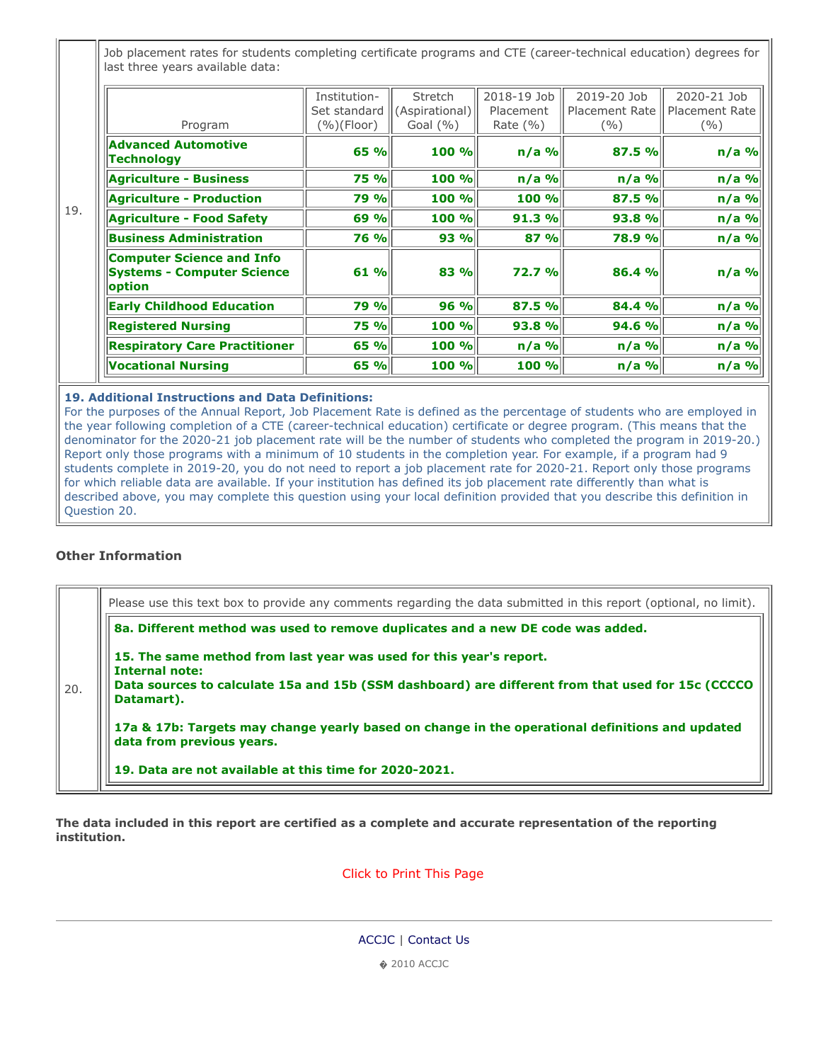19. Job placement rates for students completing certificate programs and CTE (career-technical education) degrees for last three years available data:

| Program | Institution-Set standard (%)(Floor) | Stretch (Aspirational) Goal (%) | 2018-19 Job Placement Rate (%) | 2019-20 Job Placement Rate (%) | 2020-21 Job Placement Rate (%) |
|---|---|---|---|---|---|
| **Advanced Automotive Technology** | **65 %** | **100 %** | **n/a %** | **87.5 %** | **n/a %** |
| **Agriculture - Business** | **75 %** | **100 %** | **n/a %** | **n/a %** | **n/a %** |
| **Agriculture - Production** | **79 %** | **100 %** | **100 %** | **87.5 %** | **n/a %** |
| **Agriculture - Food Safety** | **69 %** | **100 %** | **91.3 %** | **93.8 %** | **n/a %** |
| **Business Administration** | **76 %** | **93 %** | **87 %** | **78.9 %** | **n/a %** |
| **Computer Science and Info Systems - Computer Science option** | **61 %** | **83 %** | **72.7 %** | **86.4 %** | **n/a %** |
| **Early Childhood Education** | **79 %** | **96 %** | **87.5 %** | **84.4 %** | **n/a %** |
| **Registered Nursing** | **75 %** | **100 %** | **93.8 %** | **94.6 %** | **n/a %** |
| **Respiratory Care Practitioner** | **65 %** | **100 %** | **n/a %** | **n/a %** | **n/a %** |
| **Vocational Nursing** | **65 %** | **100 %** | **100 %** | **n/a %** | **n/a %** |

**19. Additional Instructions and Data Definitions:**
For the purposes of the Annual Report, Job Placement Rate is defined as the percentage of students who are employed in the year following completion of a CTE (career-technical education) certificate or degree program. (This means that the denominator for the 2020-21 job placement rate will be the number of students who completed the program in 2019-20.) Report only those programs with a minimum of 10 students in the completion year. For example, if a program had 9 students complete in 2019-20, you do not need to report a job placement rate for 2020-21. Report only those programs for which reliable data are available. If your institution has defined its job placement rate differently than what is described above, you may complete this question using your local definition provided that you describe this definition in Question 20.

### Other Information

20. Please use this text box to provide any comments regarding the data submitted in this report (optional, no limit).

**8a. Different method was used to remove duplicates and a new DE code was added.**

**15. The same method from last year was used for this year's report.**
**Internal note:**
**Data sources to calculate 15a and 15b (SSM dashboard) are different from that used for 15c (CCCCO Datamart).**

**17a & 17b: Targets may change yearly based on change in the operational definitions and updated data from previous years.**

**19. Data are not available at this time for 2020-2021.**

**The data included in this report are certified as a complete and accurate representation of the reporting institution.**

Click to Print This Page

ACCJC | Contact Us

� 2010 ACCJC